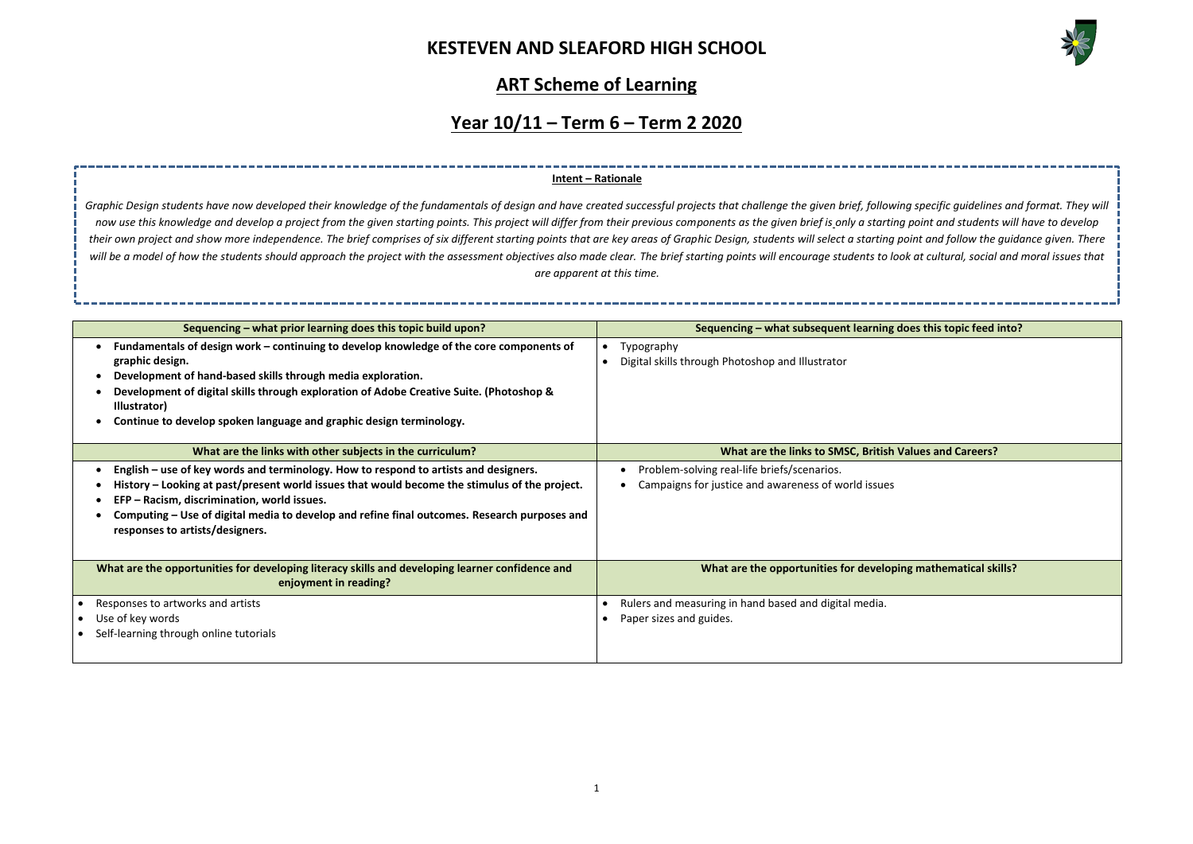# KESTEVEN AND SLEAFORD HIGH SCHOOL

## ART Scheme of Learning

## Year 10/11 – Term 6 – Term 2 2020

**Intent – Rationale**

*Graphic Design students have now developed their knowledge of the fundamentals of design and have created successful projects that challenge the given brief, following specific guidelines and format. They will now use this knowledge and develop a project from the given starting points. This project will differ from their previous components as the given brief is only a starting point and students will have to develop their own project and show more independence. The brief comprises of six different starting points that are key areas of Graphic Design, students will select a starting point and follow the guidance given. There will be a model of how the students should approach the project with the assessment objectives also made clear. The brief starting points will encourage students to look at cultural, social and moral issues that are apparent at this time.*

| Sequencing – what prior learning does this topic build upon? | Sequencing – what subsequent learning does this topic feed into? |
|---|---|
| • **Fundamentals of design work – continuing to develop knowledge of the core components of graphic design.**<br>• **Development of hand-based skills through media exploration.**<br>• **Development of digital skills through exploration of Adobe Creative Suite. (Photoshop & Illustrator)**<br>• **Continue to develop spoken language and graphic design terminology.** | • Typography<br>• Digital skills through Photoshop and Illustrator |
| **What are the links with other subjects in the curriculum?** | **What are the links to SMSC, British Values and Careers?** |
| • **English – use of key words and terminology. How to respond to artists and designers.**<br>• **History – Looking at past/present world issues that would become the stimulus of the project.**<br>• **EFP – Racism, discrimination, world issues.**<br>• **Computing – Use of digital media to develop and refine final outcomes. Research purposes and responses to artists/designers.** | • Problem-solving real-life briefs/scenarios.<br>• Campaigns for justice and awareness of world issues |
| **What are the opportunities for developing literacy skills and developing learner confidence and enjoyment in reading?** | **What are the opportunities for developing mathematical skills?** |
| • Responses to artworks and artists<br>• Use of key words<br>• Self-learning through online tutorials | • Rulers and measuring in hand based and digital media.<br>• Paper sizes and guides. |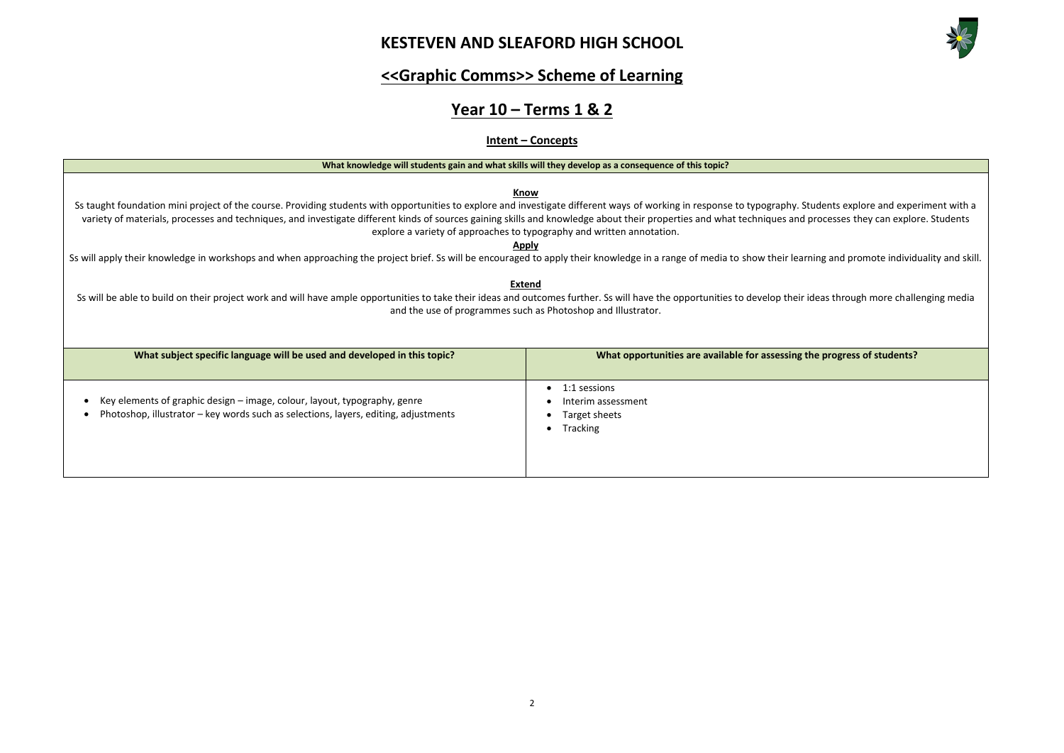# KESTEVEN AND SLEAFORD HIGH SCHOOL

## <<Graphic Comms>> Scheme of Learning

## Year 10 – Terms 1 & 2

### Intent – Concepts

**What knowledge will students gain and what skills will they develop as a consequence of this topic?**

**Know**

Ss taught foundation mini project of the course. Providing students with opportunities to explore and investigate different ways of working in response to typography. Students explore and experiment with a variety of materials, processes and techniques, and investigate different kinds of sources gaining skills and knowledge about their properties and what techniques and processes they can explore. Students explore a variety of approaches to typography and written annotation.

**Apply**

Ss will apply their knowledge in workshops and when approaching the project brief. Ss will be encouraged to apply their knowledge in a range of media to show their learning and promote individuality and skill.

**Extend**

Ss will be able to build on their project work and will have ample opportunities to take their ideas and outcomes further. Ss will have the opportunities to develop their ideas through more challenging media and the use of programmes such as Photoshop and Illustrator.

| What subject specific language will be used and developed in this topic? | What opportunities are available for assessing the progress of students? |
|---|---|
| • Key elements of graphic design – image, colour, layout, typography, genre<br>• Photoshop, illustrator – key words such as selections, layers, editing, adjustments | • 1:1 sessions<br>• Interim assessment<br>• Target sheets<br>• Tracking |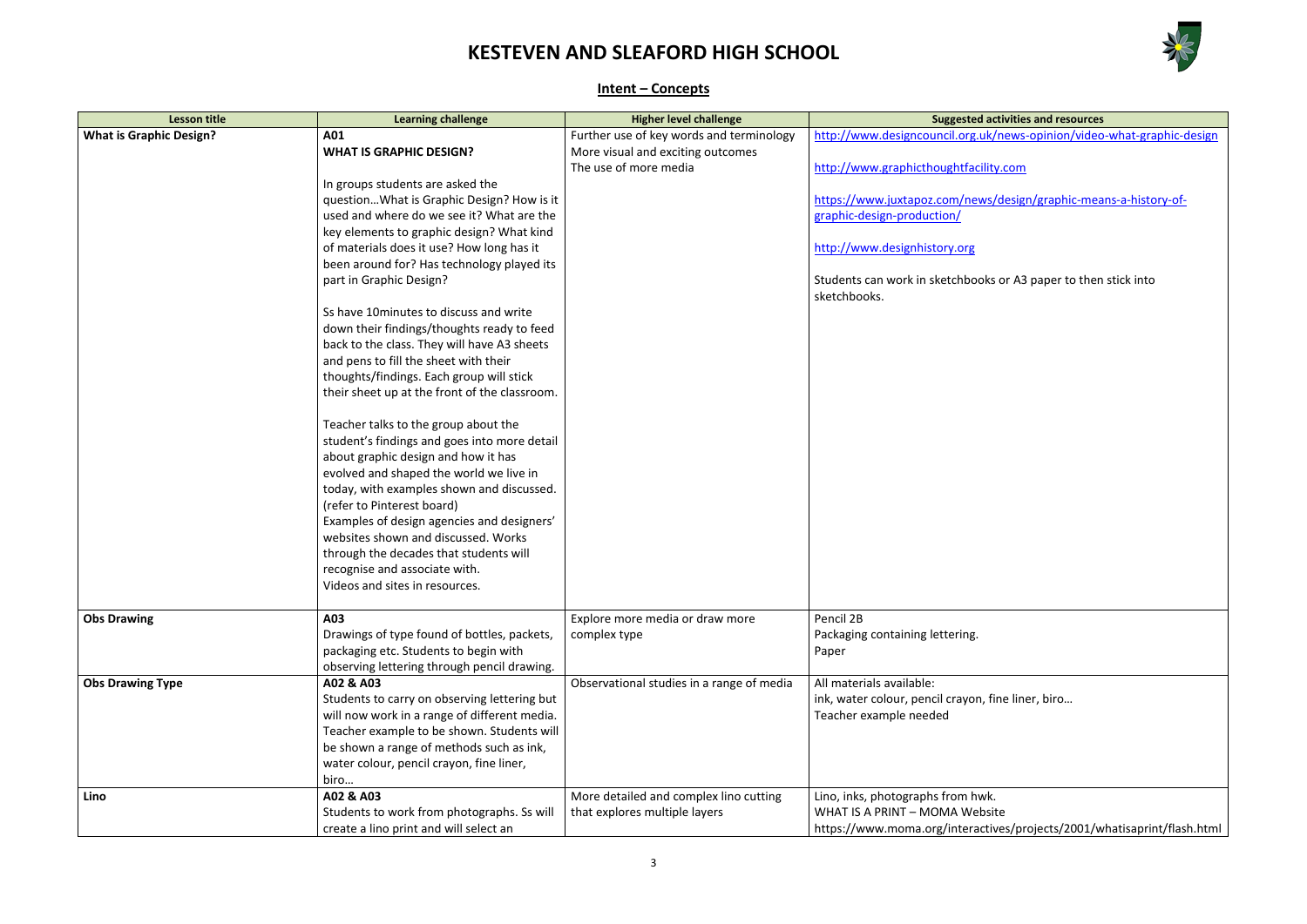# KESTEVEN AND SLEAFORD HIGH SCHOOL

## Intent – Concepts

| Lesson title | Learning challenge | Higher level challenge | Suggested activities and resources |
|---|---|---|---|
| **What is Graphic Design?** | **A01**<br>**WHAT IS GRAPHIC DESIGN?**<br><br>In groups students are asked the question…What is Graphic Design? How is it used and where do we see it? What are the key elements to graphic design? What kind of materials does it use? How long has it been around for? Has technology played its part in Graphic Design?<br><br>Ss have 10minutes to discuss and write down their findings/thoughts ready to feed back to the class. They will have A3 sheets and pens to fill the sheet with their thoughts/findings. Each group will stick their sheet up at the front of the classroom.<br><br>Teacher talks to the group about the student's findings and goes into more detail about graphic design and how it has evolved and shaped the world we live in today, with examples shown and discussed. (refer to Pinterest board)<br>Examples of design agencies and designers' websites shown and discussed. Works through the decades that students will recognise and associate with.<br>Videos and sites in resources. | Further use of key words and terminology<br>More visual and exciting outcomes<br>The use of more media | http://www.designcouncil.org.uk/news-opinion/video-what-graphic-design<br><br>http://www.graphicthoughtfacility.com<br><br>https://www.juxtapoz.com/news/design/graphic-means-a-history-of-graphic-design-production/<br><br>http://www.designhistory.org<br><br>Students can work in sketchbooks or A3 paper to then stick into sketchbooks. |
| **Obs Drawing** | **A03**<br>Drawings of type found of bottles, packets, packaging etc. Students to begin with observing lettering through pencil drawing. | Explore more media or draw more complex type | Pencil 2B<br>Packaging containing lettering.<br>Paper |
| **Obs Drawing Type** | **A02 & A03**<br>Students to carry on observing lettering but will now work in a range of different media. Teacher example to be shown. Students will be shown a range of methods such as ink, water colour, pencil crayon, fine liner, biro… | Observational studies in a range of media | All materials available:<br>ink, water colour, pencil crayon, fine liner, biro…<br>Teacher example needed |
| **Lino** | **A02 & A03**<br>Students to work from photographs. Ss will create a lino print and will select an | More detailed and complex lino cutting that explores multiple layers | Lino, inks, photographs from hwk.<br>WHAT IS A PRINT – MOMA Website<br>https://www.moma.org/interactives/projects/2001/whatisaprint/flash.html |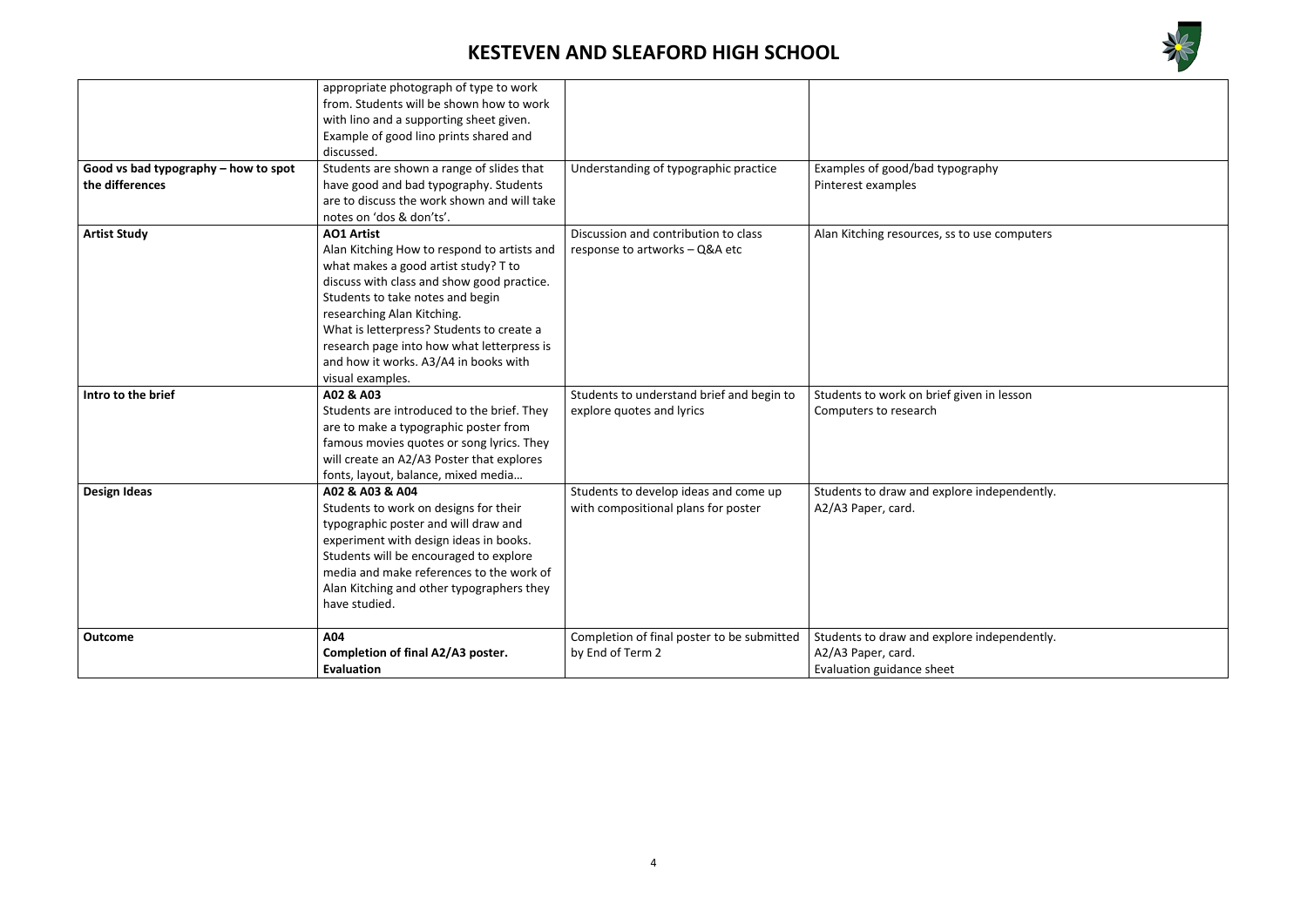| | | | |
|---|---|---|---|
| | appropriate photograph of type to work from. Students will be shown how to work with lino and a supporting sheet given. Example of good lino prints shared and discussed. | | |
| **Good vs bad typography – how to spot the differences** | Students are shown a range of slides that have good and bad typography. Students are to discuss the work shown and will take notes on 'dos & don'ts'. | Understanding of typographic practice | Examples of good/bad typography<br>Pinterest examples |
| **Artist Study** | **AO1 Artist**<br>Alan Kitching How to respond to artists and what makes a good artist study? T to discuss with class and show good practice. Students to take notes and begin researching Alan Kitching.<br>What is letterpress? Students to create a research page into how what letterpress is and how it works. A3/A4 in books with visual examples. | Discussion and contribution to class response to artworks – Q&A etc | Alan Kitching resources, ss to use computers |
| **Intro to the brief** | **A02 & A03**<br>Students are introduced to the brief. They are to make a typographic poster from famous movies quotes or song lyrics. They will create an A2/A3 Poster that explores fonts, layout, balance, mixed media… | Students to understand brief and begin to explore quotes and lyrics | Students to work on brief given in lesson<br>Computers to research |
| **Design Ideas** | **A02 & A03 & A04**<br>Students to work on designs for their typographic poster and will draw and experiment with design ideas in books. Students will be encouraged to explore media and make references to the work of Alan Kitching and other typographers they have studied. | Students to develop ideas and come up with compositional plans for poster | Students to draw and explore independently.<br>A2/A3 Paper, card. |
| **Outcome** | **A04**<br>**Completion of final A2/A3 poster.**<br>**Evaluation** | Completion of final poster to be submitted by End of Term 2 | Students to draw and explore independently.<br>A2/A3 Paper, card.<br>Evaluation guidance sheet |